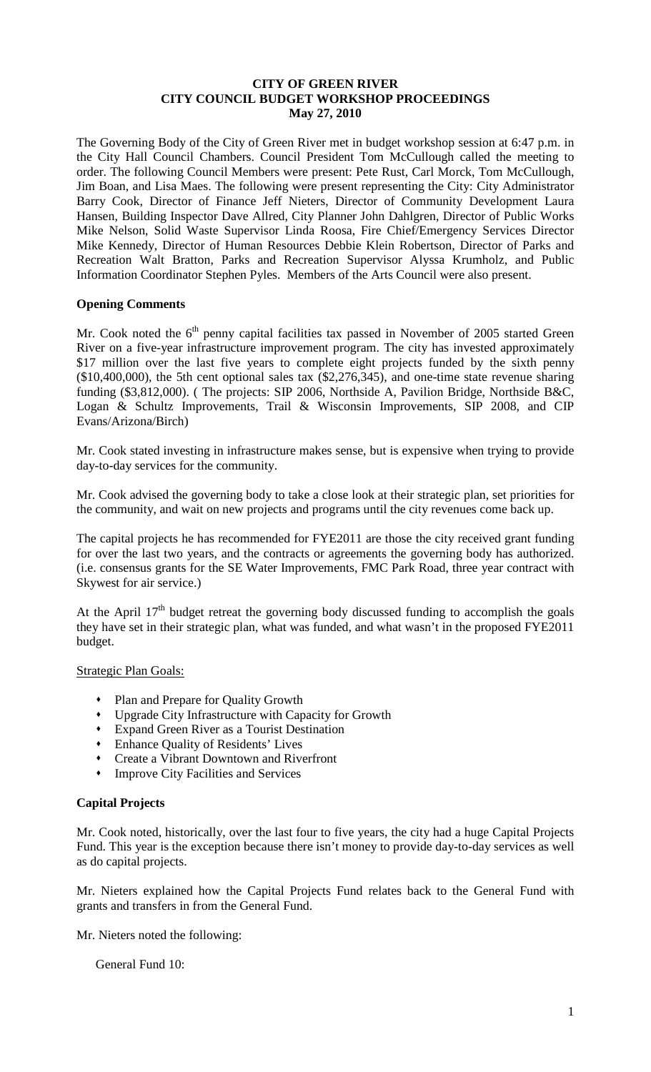**CITY OF GREEN RIVER**
**CITY COUNCIL BUDGET WORKSHOP PROCEEDINGS**
**May 27, 2010**

The Governing Body of the City of Green River met in budget workshop session at 6:47 p.m. in the City Hall Council Chambers. Council President Tom McCullough called the meeting to order. The following Council Members were present: Pete Rust, Carl Morck, Tom McCullough, Jim Boan, and Lisa Maes. The following were present representing the City: City Administrator Barry Cook, Director of Finance Jeff Nieters, Director of Community Development Laura Hansen, Building Inspector Dave Allred, City Planner John Dahlgren, Director of Public Works Mike Nelson, Solid Waste Supervisor Linda Roosa, Fire Chief/Emergency Services Director Mike Kennedy, Director of Human Resources Debbie Klein Robertson, Director of Parks and Recreation Walt Bratton, Parks and Recreation Supervisor Alyssa Krumholz, and Public Information Coordinator Stephen Pyles. Members of the Arts Council were also present.

**Opening Comments**

Mr. Cook noted the 6th penny capital facilities tax passed in November of 2005 started Green River on a five-year infrastructure improvement program. The city has invested approximately $17 million over the last five years to complete eight projects funded by the sixth penny ($10,400,000), the 5th cent optional sales tax ($2,276,345), and one-time state revenue sharing funding ($3,812,000). ( The projects: SIP 2006, Northside A, Pavilion Bridge, Northside B&C, Logan & Schultz Improvements, Trail & Wisconsin Improvements, SIP 2008, and CIP Evans/Arizona/Birch)

Mr. Cook stated investing in infrastructure makes sense, but is expensive when trying to provide day-to-day services for the community.

Mr. Cook advised the governing body to take a close look at their strategic plan, set priorities for the community, and wait on new projects and programs until the city revenues come back up.

The capital projects he has recommended for FYE2011 are those the city received grant funding for over the last two years, and the contracts or agreements the governing body has authorized. (i.e. consensus grants for the SE Water Improvements, FMC Park Road, three year contract with Skywest for air service.)

At the April 17th budget retreat the governing body discussed funding to accomplish the goals they have set in their strategic plan, what was funded, and what wasn't in the proposed FYE2011 budget.

Strategic Plan Goals:

- Plan and Prepare for Quality Growth
- Upgrade City Infrastructure with Capacity for Growth
- Expand Green River as a Tourist Destination
- Enhance Quality of Residents' Lives
- Create a Vibrant Downtown and Riverfront
- Improve City Facilities and Services

**Capital Projects**

Mr. Cook noted, historically, over the last four to five years, the city had a huge Capital Projects Fund. This year is the exception because there isn't money to provide day-to-day services as well as do capital projects.

Mr. Nieters explained how the Capital Projects Fund relates back to the General Fund with grants and transfers in from the General Fund.

Mr. Nieters noted the following:

General Fund 10: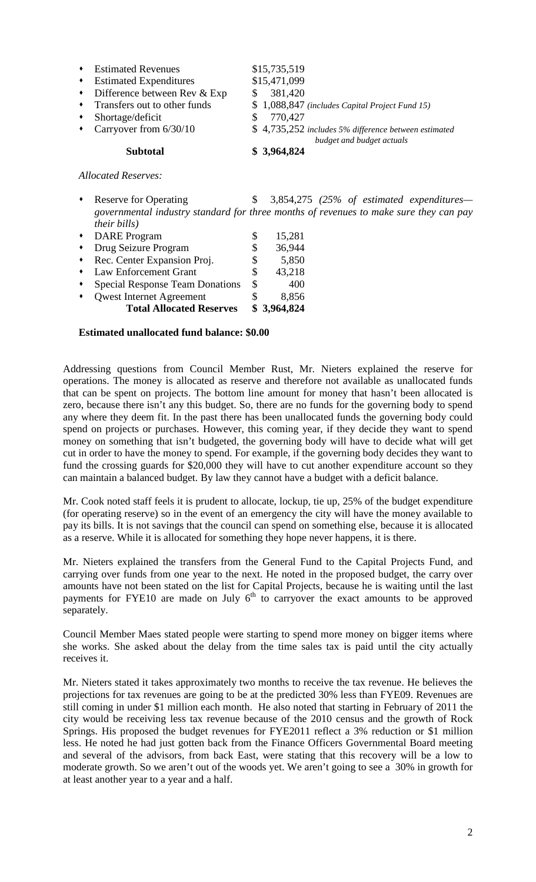- Estimated Revenues $15,735,519
- Estimated Expenditures $15,471,099
- Difference between Rev & Exp $ 381,420
- Transfers out to other funds $ 1,088,847 *(includes Capital Project Fund 15)*
- Shortage/deficit $ 770,427
- Carryover from 6/30/10 $ 4,735,252 *includes 5% difference between estimated budget and budget actuals*

**Subtotal** **$ 3,964,824**

*Allocated Reserves:*

- Reserve for Operating $ 3,854,275 *(25% of estimated expenditures—governmental industry standard for three months of revenues to make sure they can pay their bills)*
- DARE Program $ 15,281
- Drug Seizure Program $ 36,944
- Rec. Center Expansion Proj. $ 5,850
- Law Enforcement Grant $ 43,218
- Special Response Team Donations $ 400
- Qwest Internet Agreement $ 8,856

**Total Allocated Reserves** **$ 3,964,824**

**Estimated unallocated fund balance: $0.00**

Addressing questions from Council Member Rust, Mr. Nieters explained the reserve for operations. The money is allocated as reserve and therefore not available as unallocated funds that can be spent on projects. The bottom line amount for money that hasn't been allocated is zero, because there isn't any this budget. So, there are no funds for the governing body to spend any where they deem fit. In the past there has been unallocated funds the governing body could spend on projects or purchases. However, this coming year, if they decide they want to spend money on something that isn't budgeted, the governing body will have to decide what will get cut in order to have the money to spend. For example, if the governing body decides they want to fund the crossing guards for $20,000 they will have to cut another expenditure account so they can maintain a balanced budget. By law they cannot have a budget with a deficit balance.

Mr. Cook noted staff feels it is prudent to allocate, lockup, tie up, 25% of the budget expenditure (for operating reserve) so in the event of an emergency the city will have the money available to pay its bills. It is not savings that the council can spend on something else, because it is allocated as a reserve. While it is allocated for something they hope never happens, it is there.

Mr. Nieters explained the transfers from the General Fund to the Capital Projects Fund, and carrying over funds from one year to the next. He noted in the proposed budget, the carry over amounts have not been stated on the list for Capital Projects, because he is waiting until the last payments for FYE10 are made on July 6th to carryover the exact amounts to be approved separately.

Council Member Maes stated people were starting to spend more money on bigger items where she works. She asked about the delay from the time sales tax is paid until the city actually receives it.

Mr. Nieters stated it takes approximately two months to receive the tax revenue. He believes the projections for tax revenues are going to be at the predicted 30% less than FYE09. Revenues are still coming in under $1 million each month. He also noted that starting in February of 2011 the city would be receiving less tax revenue because of the 2010 census and the growth of Rock Springs. His proposed the budget revenues for FYE2011 reflect a 3% reduction or $1 million less. He noted he had just gotten back from the Finance Officers Governmental Board meeting and several of the advisors, from back East, were stating that this recovery will be a low to moderate growth. So we aren't out of the woods yet. We aren't going to see a 30% in growth for at least another year to a year and a half.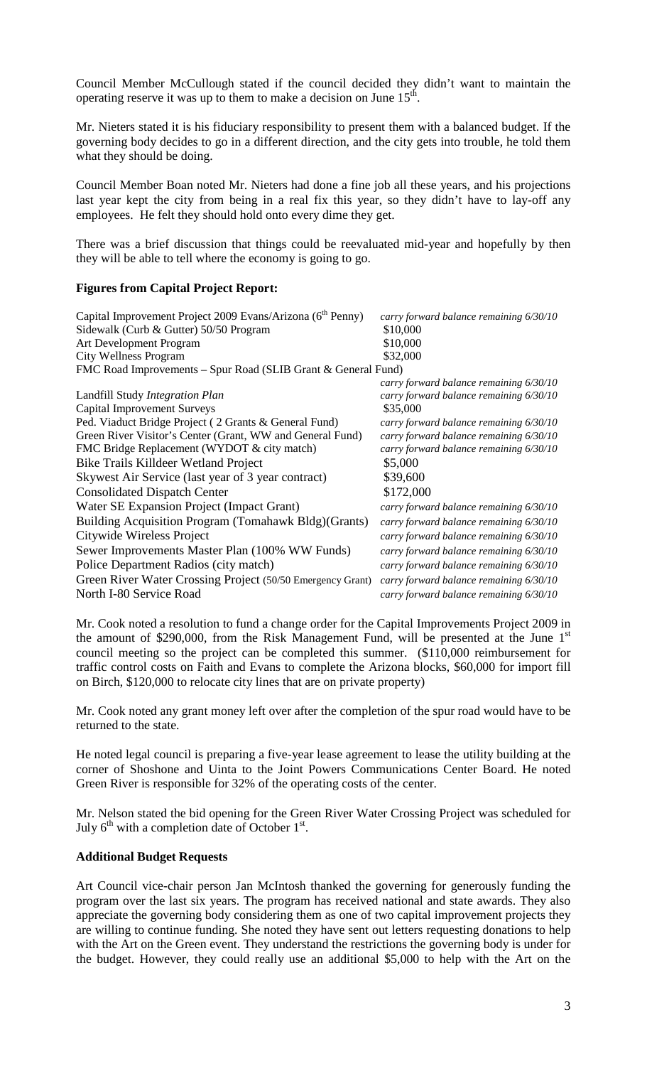Council Member McCullough stated if the council decided they didn't want to maintain the operating reserve it was up to them to make a decision on June 15th.

Mr. Nieters stated it is his fiduciary responsibility to present them with a balanced budget. If the governing body decides to go in a different direction, and the city gets into trouble, he told them what they should be doing.

Council Member Boan noted Mr. Nieters had done a fine job all these years, and his projections last year kept the city from being in a real fix this year, so they didn't have to lay-off any employees. He felt they should hold onto every dime they get.

There was a brief discussion that things could be reevaluated mid-year and hopefully by then they will be able to tell where the economy is going to go.

**Figures from Capital Project Report:**

| | |
|---|---|
| Capital Improvement Project 2009 Evans/Arizona (6th Penny) | *carry forward balance remaining 6/30/10* |
| Sidewalk (Curb & Gutter) 50/50 Program | \$10,000 |
| Art Development Program | \$10,000 |
| City Wellness Program | \$32,000 |
| FMC Road Improvements – Spur Road (SLIB Grant & General Fund) | *carry forward balance remaining 6/30/10* |
| Landfill Study *Integration Plan* | *carry forward balance remaining 6/30/10* |
| Capital Improvement Surveys | \$35,000 |
| Ped. Viaduct Bridge Project ( 2 Grants & General Fund) | *carry forward balance remaining 6/30/10* |
| Green River Visitor's Center (Grant, WW and General Fund) | *carry forward balance remaining 6/30/10* |
| FMC Bridge Replacement (WYDOT & city match) | *carry forward balance remaining 6/30/10* |
| Bike Trails Killdeer Wetland Project | \$5,000 |
| Skywest Air Service (last year of 3 year contract) | \$39,600 |
| Consolidated Dispatch Center | \$172,000 |
| Water SE Expansion Project (Impact Grant) | *carry forward balance remaining 6/30/10* |
| Building Acquisition Program (Tomahawk Bldg)(Grants) | *carry forward balance remaining 6/30/10* |
| Citywide Wireless Project | *carry forward balance remaining 6/30/10* |
| Sewer Improvements Master Plan (100% WW Funds) | *carry forward balance remaining 6/30/10* |
| Police Department Radios (city match) | *carry forward balance remaining 6/30/10* |
| Green River Water Crossing Project (50/50 Emergency Grant) | *carry forward balance remaining 6/30/10* |
| North I-80 Service Road | *carry forward balance remaining 6/30/10* |

Mr. Cook noted a resolution to fund a change order for the Capital Improvements Project 2009 in the amount of \$290,000, from the Risk Management Fund, will be presented at the June 1st council meeting so the project can be completed this summer. (\$110,000 reimbursement for traffic control costs on Faith and Evans to complete the Arizona blocks, \$60,000 for import fill on Birch, \$120,000 to relocate city lines that are on private property)

Mr. Cook noted any grant money left over after the completion of the spur road would have to be returned to the state.

He noted legal council is preparing a five-year lease agreement to lease the utility building at the corner of Shoshone and Uinta to the Joint Powers Communications Center Board. He noted Green River is responsible for 32% of the operating costs of the center.

Mr. Nelson stated the bid opening for the Green River Water Crossing Project was scheduled for July 6th with a completion date of October 1st.

**Additional Budget Requests**

Art Council vice-chair person Jan McIntosh thanked the governing for generously funding the program over the last six years. The program has received national and state awards. They also appreciate the governing body considering them as one of two capital improvement projects they are willing to continue funding. She noted they have sent out letters requesting donations to help with the Art on the Green event. They understand the restrictions the governing body is under for the budget. However, they could really use an additional \$5,000 to help with the Art on the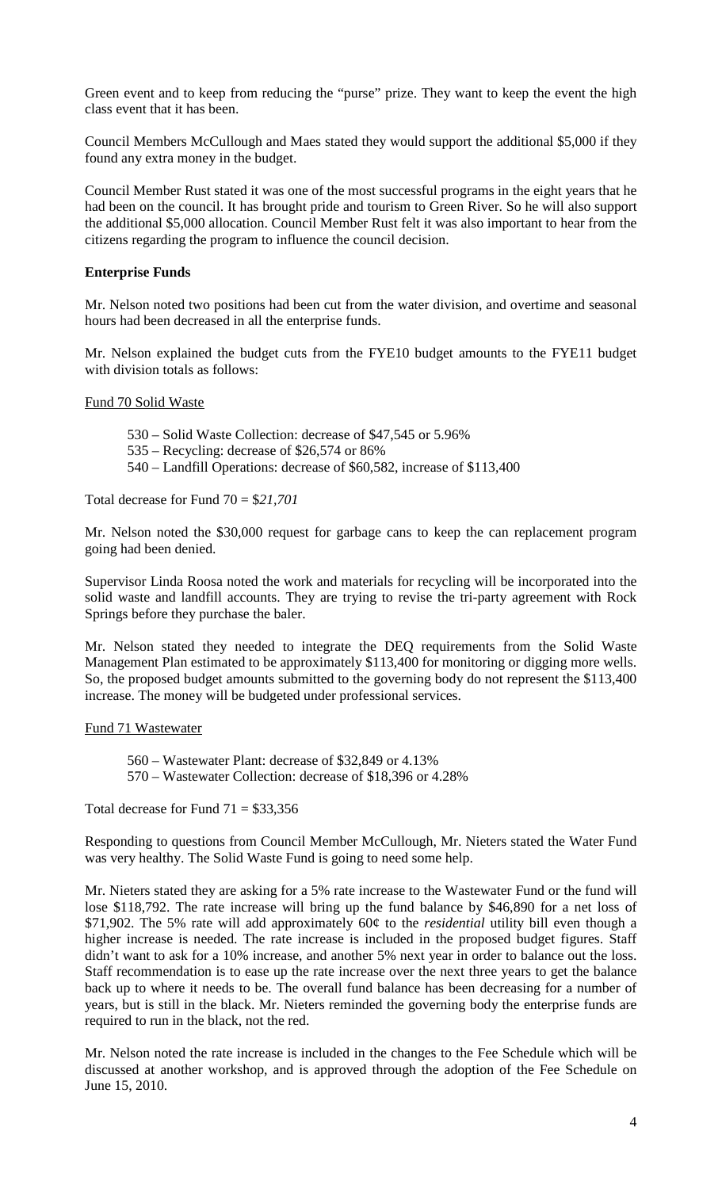Green event and to keep from reducing the "purse" prize. They want to keep the event the high class event that it has been.

Council Members McCullough and Maes stated they would support the additional $5,000 if they found any extra money in the budget.

Council Member Rust stated it was one of the most successful programs in the eight years that he had been on the council. It has brought pride and tourism to Green River. So he will also support the additional $5,000 allocation. Council Member Rust felt it was also important to hear from the citizens regarding the program to influence the council decision.

**Enterprise Funds**

Mr. Nelson noted two positions had been cut from the water division, and overtime and seasonal hours had been decreased in all the enterprise funds.

Mr. Nelson explained the budget cuts from the FYE10 budget amounts to the FYE11 budget with division totals as follows:

Fund 70 Solid Waste

- 530 – Solid Waste Collection: decrease of $47,545 or 5.96%
- 535 – Recycling: decrease of $26,574 or 86%
- 540 – Landfill Operations: decrease of $60,582, increase of $113,400

Total decrease for Fund 70 = $*21,701*

Mr. Nelson noted the $30,000 request for garbage cans to keep the can replacement program going had been denied.

Supervisor Linda Roosa noted the work and materials for recycling will be incorporated into the solid waste and landfill accounts. They are trying to revise the tri-party agreement with Rock Springs before they purchase the baler.

Mr. Nelson stated they needed to integrate the DEQ requirements from the Solid Waste Management Plan estimated to be approximately $113,400 for monitoring or digging more wells. So, the proposed budget amounts submitted to the governing body do not represent the $113,400 increase. The money will be budgeted under professional services.

Fund 71 Wastewater

- 560 – Wastewater Plant: decrease of $32,849 or 4.13%
- 570 – Wastewater Collection: decrease of $18,396 or 4.28%

Total decrease for Fund 71 = $33,356

Responding to questions from Council Member McCullough, Mr. Nieters stated the Water Fund was very healthy. The Solid Waste Fund is going to need some help.

Mr. Nieters stated they are asking for a 5% rate increase to the Wastewater Fund or the fund will lose $118,792. The rate increase will bring up the fund balance by $46,890 for a net loss of $71,902. The 5% rate will add approximately 60¢ to the *residential* utility bill even though a higher increase is needed. The rate increase is included in the proposed budget figures. Staff didn't want to ask for a 10% increase, and another 5% next year in order to balance out the loss. Staff recommendation is to ease up the rate increase over the next three years to get the balance back up to where it needs to be. The overall fund balance has been decreasing for a number of years, but is still in the black. Mr. Nieters reminded the governing body the enterprise funds are required to run in the black, not the red.

Mr. Nelson noted the rate increase is included in the changes to the Fee Schedule which will be discussed at another workshop, and is approved through the adoption of the Fee Schedule on June 15, 2010.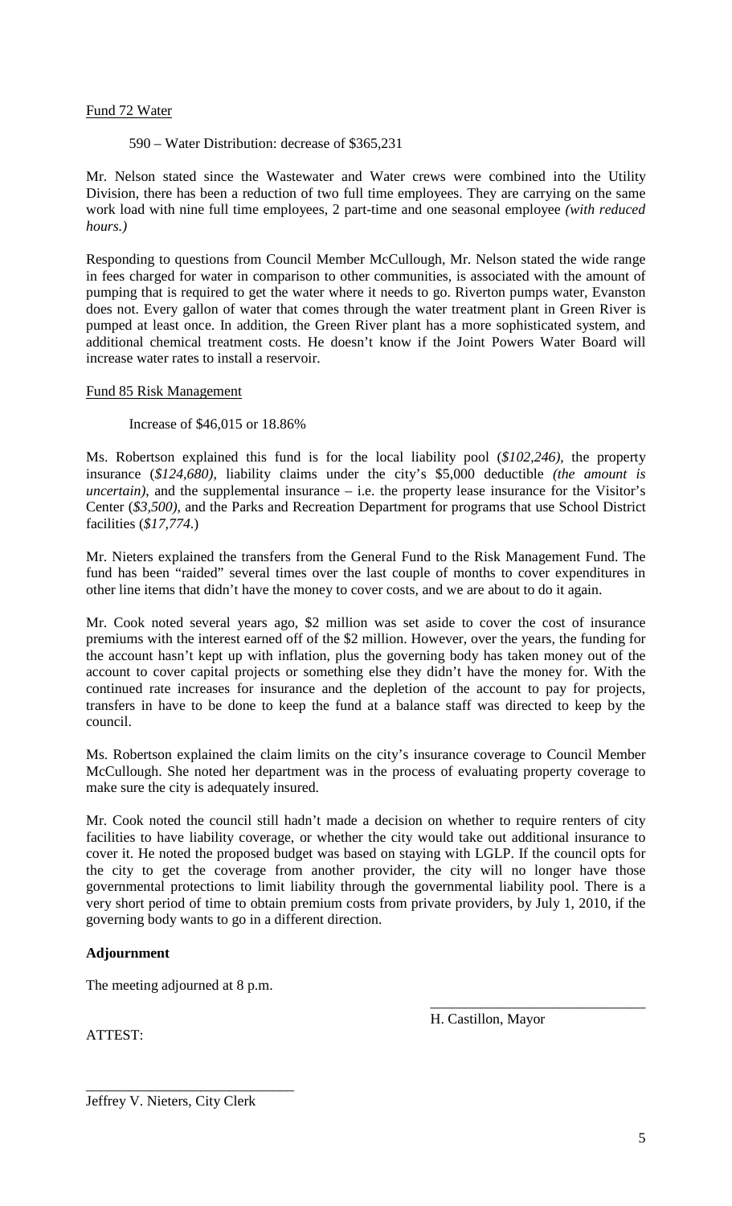Fund 72 Water

590 – Water Distribution: decrease of $365,231

Mr. Nelson stated since the Wastewater and Water crews were combined into the Utility Division, there has been a reduction of two full time employees. They are carrying on the same work load with nine full time employees, 2 part-time and one seasonal employee *(with reduced hours.)*

Responding to questions from Council Member McCullough, Mr. Nelson stated the wide range in fees charged for water in comparison to other communities, is associated with the amount of pumping that is required to get the water where it needs to go. Riverton pumps water, Evanston does not. Every gallon of water that comes through the water treatment plant in Green River is pumped at least once. In addition, the Green River plant has a more sophisticated system, and additional chemical treatment costs. He doesn't know if the Joint Powers Water Board will increase water rates to install a reservoir.

Fund 85 Risk Management

Increase of $46,015 or 18.86%

Ms. Robertson explained this fund is for the local liability pool (*$102,246)*, the property insurance (*$124,680)*, liability claims under the city's $5,000 deductible *(the amount is uncertain)*, and the supplemental insurance – i.e. the property lease insurance for the Visitor's Center (*$3,500)*, and the Parks and Recreation Department for programs that use School District facilities (*$17,774*.)

Mr. Nieters explained the transfers from the General Fund to the Risk Management Fund. The fund has been "raided" several times over the last couple of months to cover expenditures in other line items that didn't have the money to cover costs, and we are about to do it again.

Mr. Cook noted several years ago, $2 million was set aside to cover the cost of insurance premiums with the interest earned off of the $2 million. However, over the years, the funding for the account hasn't kept up with inflation, plus the governing body has taken money out of the account to cover capital projects or something else they didn't have the money for. With the continued rate increases for insurance and the depletion of the account to pay for projects, transfers in have to be done to keep the fund at a balance staff was directed to keep by the council.

Ms. Robertson explained the claim limits on the city's insurance coverage to Council Member McCullough. She noted her department was in the process of evaluating property coverage to make sure the city is adequately insured.

Mr. Cook noted the council still hadn't made a decision on whether to require renters of city facilities to have liability coverage, or whether the city would take out additional insurance to cover it. He noted the proposed budget was based on staying with LGLP. If the council opts for the city to get the coverage from another provider, the city will no longer have those governmental protections to limit liability through the governmental liability pool. There is a very short period of time to obtain premium costs from private providers, by July 1, 2010, if the governing body wants to go in a different direction.

**Adjournment**

The meeting adjourned at 8 p.m.

______________________________
H. Castillon, Mayor

ATTEST:

______________________________
Jeffrey V. Nieters, City Clerk